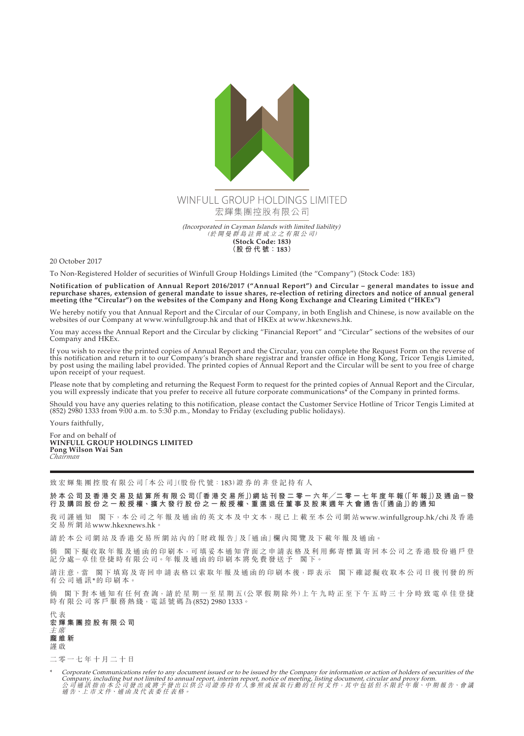WINFULL GROUP HOLDINGS LIMITED

宏輝集團控股有限公司

*(Incorporated in Cayman Islands with limited liability)*

*(於開曼群島註冊成立之有限公司)*

**(Stock Code: 183)**

**(股份代號：183)**

20 October 2017

To Non-Registered Holder of securities of Winfull Group Holdings Limited (the "Company") (Stock Code: 183)

**Notification of publication of Annual Report 2016/2017 ("Annual Report") and Circular – general mandates to issue and repurchase shares, extension of general mandate to issue shares, re-election of retiring directors and notice of annual general meeting (the "Circular") on the websites of the Company and Hong Kong Exchange and Clearing Limited ("HKEx")**

We hereby notify you that Annual Report and the Circular of our Company, in both English and Chinese, is now available on the websites of our Company at www.winfullgroup.hk and that of HKEx at www.hkexnews.hk.

You may access the Annual Report and the Circular by clicking "Financial Report" and "Circular" sections of the websites of our Company and HKEx.

If you wish to receive the printed copies of Annual Report and the Circular, you can complete the Request Form on the reverse of this notification and return it to our Company's branch share registrar and transfer office in Hong Kong, Tricor Tengis Limited, by post using the mailing label provided. The printed copies of Annual Report and the Circular will be sent to you free of charge upon receipt of your request.

Please note that by completing and returning the Request Form to request for the printed copies of Annual Report and the Circular, you will expressly indicate that you prefer to receive all future corporate communications* of the Company in printed forms.

Should you have any queries relating to this notification, please contact the Customer Service Hotline of Tricor Tengis Limited at (852) 2980 1333 from 9:00 a.m. to 5:30 p.m., Monday to Friday (excluding public holidays).

Yours faithfully,

For and on behalf of
**WINFULL GROUP HOLDINGS LIMITED**
**Pong Wilson Wai San**
*Chairman*

---

致宏輝集團控股有限公司「本公司」(股份代號：183)證券的非登記持有人

**於本公司及香港交易及結算所有限公司(「香港交易所」)網站刊發二零一六年／二零一七年度年報(「年報」)及通函－發行及購回股份之一般授權、擴大發行股份之一般授權、重選退任董事及股東週年大會通告(「通函」)的通知**

我司謹通知　閣下，本公司之年報及通函的英文本及中文本，現已上載至本公司網站www.winfullgroup.hk/chi及香港交易所網站www.hkexnews.hk。

請於本公司網站及香港交易所網站內的「財政報告」及「通函」欄內閱覽及下載年報及通函。

倘　閣下擬收取年報及通函的印刷本，可填妥本通知背面之申請表格及利用郵寄標籤寄回本公司之香港股份過戶登記分處－卓佳登捷時有限公司。年報及通函的印刷本將免費發送予　閣下。

請注意，當　閣下填寫及寄回申請表格以索取年報及通函的印刷本後，即表示　閣下確認擬收取本公司日後刊發的所有公司通訊*的印刷本。

倘　閣下對本通知有任何查詢，請於星期一至星期五(公眾假期除外)上午九時正至下午五時三十分時致電卓佳登捷時有限公司客戶服務熱綫，電話號碼為(852) 2980 1333。

代表
**宏輝集團控股有限公司**
*主席*
**龐維新**
謹啟

二零一七年十月二十日

\* *Corporate Communications refer to any document issued or to be issued by the Company for information or action of holders of securities of the Company, including but not limited to annual report, interim report, notice of meeting, listing document, circular and proxy form.*
*公司通訊指由本公司發出或將予發出以供公司證券持有人參照或採取行動的任何文件，其中包括但不限於年報、中期報告、會議通告、上市文件、通函及代表委任表格。*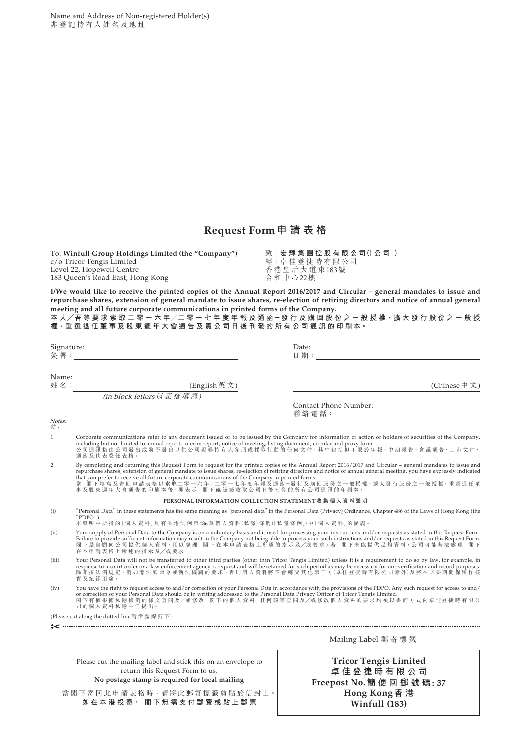Name and Address of Non-registered Holder(s)
非登記持有人姓名及地址

# Request Form 申請表格

To: **Winfull Group Holdings Limited (the "Company")**
c/o Tricor Tengis Limited
Level 22, Hopewell Centre
183 Queen's Road East, Hong Kong

致：**宏輝集團控股有限公司(「公司」)**
經：卓佳登捷時有限公司
香港皇后大道東183號
合和中心22樓

**I/We would like to receive the printed copies of the Annual Report 2016/2017 and Circular – general mandates to issue and repurchase shares, extension of general mandate to issue shares, re-election of retiring directors and notice of annual general meeting and all future corporate communications in printed forms of the Company.**

**本人／吾等要求索取二零一六年／二零一七年度年報及通函－發行及購回股份之一般授權、擴大發行股份之一般授權、重選退任董事及股東週年大會通告及貴公司日後刊發的所有公司通訊的印刷本。**

Signature:
簽署：______________________

Date:
日期：______________________

Name:
姓名：______________________ (English 英文) ______________________ (Chinese 中文)

*(in block letters 以正楷填寫)*

Contact Phone Number:
聯絡電話：______________________

*Notes:*
*註：*

1. Corporate communications refer to any document issued or to be issued by the Company for information or action of holders of securities of the Company, including but not limited to annual report, interim report, notice of meeting, listing document, circular and proxy form.
公司通訊指由公司發出或將予發出以供公司證券持有人參照或採取行動的任何文件，其中包括但不限於年報、中期報告、會議通告、上市文件、通函及代表委任表格。

2. By completing and returning this Request Form to request for the printed copies of the Annual Report 2016/2017 and Circular – general mandates to issue and repurchase shares, extension of general mandate to issue shares, re-election of retiring directors and notice of annual general meeting, you have expressly indicated that you prefer to receive all future corporate communications of the Company in printed forms.
當 閣下填寫及寄回申請表格以索取二零一六年／二零一七年度年報及通函－發行及購回股份之一般授權、擴大發行股份之一般授權、重選退任董事及股東週年大會通告的印刷本後，即表示 閣下確認擬收取公司日後刊發的所有公司通訊的印刷本。

**PERSONAL INFORMATION COLLECTION STATEMENT 收集個人資料聲明**

(i) "Personal Data" in these statements has the same meaning as "personal data" in the Personal Data (Privacy) Ordinance, Chapter 486 of the Laws of Hong Kong (the "PDPO").
本聲明中所指的「個人資料」具有香港法例第486章個人資料(私隱)條例(「私隱條例」)中「個人資料」的涵義。

(ii) Your supply of Personal Data to the Company is on a voluntary basis and is used for processing your instructions and/or requests as stated in this Request Form. Failure to provide sufficient information may result in the Company not being able to process your such instructions and/or requests as stated in this Request Form.
閣下是自願向公司提供個人資料，用以處理 閣下在本申請表格上所述的指示及／或要求。若 閣下未能提供足夠資料，公司可能無法處理 閣下在本申請表格上所述的指示及／或要求。

(iii) Your Personal Data will not be transferred to other third parties (other than Tricor Tengis Limited) unless it is a requirement to do so by law, for example, in response to a court order or a law enforcement agency's request and will be retained for such period as may be necessary for our verification and record purposes.
除非按法例規定，例如應法庭命令或執法機關的要求，否則個人資料將不會轉交其他第三方(卓佳登捷時有限公司除外)及將在必要期間保留作核實及紀錄用途。

(iv) You have the right to request access to and/or correction of your Personal Data in accordance with the provisions of the PDPO. Any such request for access to and/or correction of your Personal Data should be in writing addressed to the Personal Data Privacy Officer of Tricor Tengis Limited.
閣下有權根據私隱條例的條文查閱及／或修改 閣下的個人資料。任何該等查閱及／或修改個人資料的要求均須以書面方式向卓佳登捷時有限公司的個人資料私隱主任提出。

(Please cut along the dotted line 請沿虛線剪下)

✂ ---------------------------------------------------------------------------

Mailing Label 郵寄標籤

Please cut the mailing label and stick this on an envelope to return this Request Form to us.
**No postage stamp is required for local mailing**

當閣下寄回此申請表格時，請將此郵寄標籤剪貼於信封上。
**如在本港投寄， 閣下無需支付郵費或貼上郵票**

**Tricor Tengis Limited**
**卓佳登捷時有限公司**
**Freepost No. 簡便回郵號碼: 37**
**Hong Kong 香港**
**Winfull (183)**